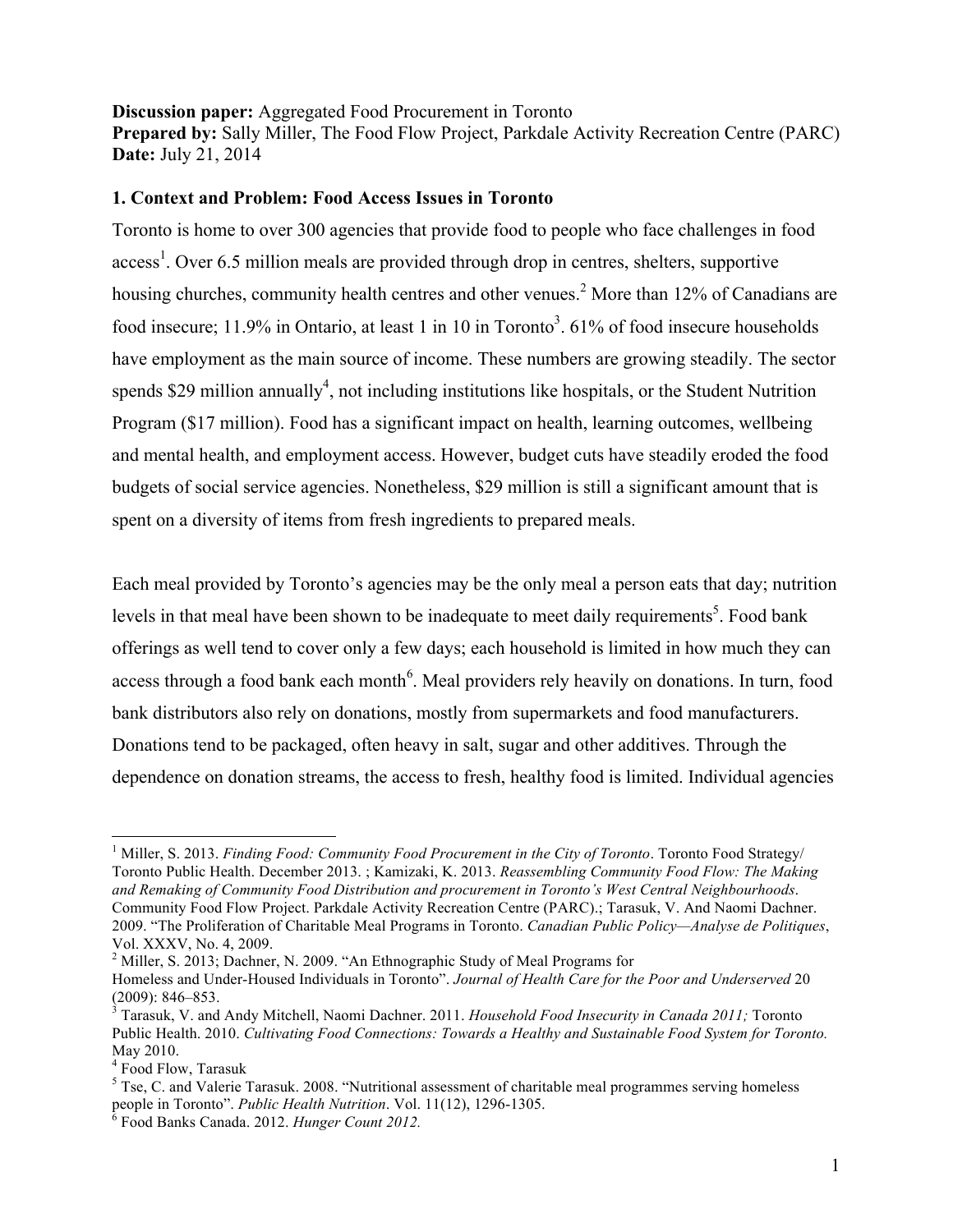**Discussion paper:** Aggregated Food Procurement in Toronto
**Prepared by:** Sally Miller, The Food Flow Project, Parkdale Activity Recreation Centre (PARC)
**Date:** July 21, 2014

## 1. Context and Problem: Food Access Issues in Toronto

Toronto is home to over 300 agencies that provide food to people who face challenges in food access[1]. Over 6.5 million meals are provided through drop in centres, shelters, supportive housing churches, community health centres and other venues.[2] More than 12% of Canadians are food insecure; 11.9% in Ontario, at least 1 in 10 in Toronto[3]. 61% of food insecure households have employment as the main source of income. These numbers are growing steadily. The sector spends $29 million annually[4], not including institutions like hospitals, or the Student Nutrition Program ($17 million). Food has a significant impact on health, learning outcomes, wellbeing and mental health, and employment access. However, budget cuts have steadily eroded the food budgets of social service agencies. Nonetheless, $29 million is still a significant amount that is spent on a diversity of items from fresh ingredients to prepared meals.

Each meal provided by Toronto's agencies may be the only meal a person eats that day; nutrition levels in that meal have been shown to be inadequate to meet daily requirements[5]. Food bank offerings as well tend to cover only a few days; each household is limited in how much they can access through a food bank each month[6]. Meal providers rely heavily on donations. In turn, food bank distributors also rely on donations, mostly from supermarkets and food manufacturers. Donations tend to be packaged, often heavy in salt, sugar and other additives. Through the dependence on donation streams, the access to fresh, healthy food is limited. Individual agencies

---

[1] Miller, S. 2013. *Finding Food: Community Food Procurement in the City of Toronto*. Toronto Food Strategy/ Toronto Public Health. December 2013. ; Kamizaki, K. 2013. *Reassembling Community Food Flow: The Making and Remaking of Community Food Distribution and procurement in Toronto's West Central Neighbourhoods*. Community Food Flow Project. Parkdale Activity Recreation Centre (PARC).; Tarasuk, V. And Naomi Dachner. 2009. "The Proliferation of Charitable Meal Programs in Toronto. *Canadian Public Policy—Analyse de Politiques*, Vol. XXXV, No. 4, 2009.

[2] Miller, S. 2013; Dachner, N. 2009. "An Ethnographic Study of Meal Programs for Homeless and Under-Housed Individuals in Toronto". *Journal of Health Care for the Poor and Underserved* 20 (2009): 846–853.

[3] Tarasuk, V. and Andy Mitchell, Naomi Dachner. 2011. *Household Food Insecurity in Canada 2011;* Toronto Public Health. 2010. *Cultivating Food Connections: Towards a Healthy and Sustainable Food System for Toronto.* May 2010.

[4] Food Flow, Tarasuk

[5] Tse, C. and Valerie Tarasuk. 2008. "Nutritional assessment of charitable meal programmes serving homeless people in Toronto". *Public Health Nutrition*. Vol. 11(12), 1296-1305.

[6] Food Banks Canada. 2012. *Hunger Count 2012.*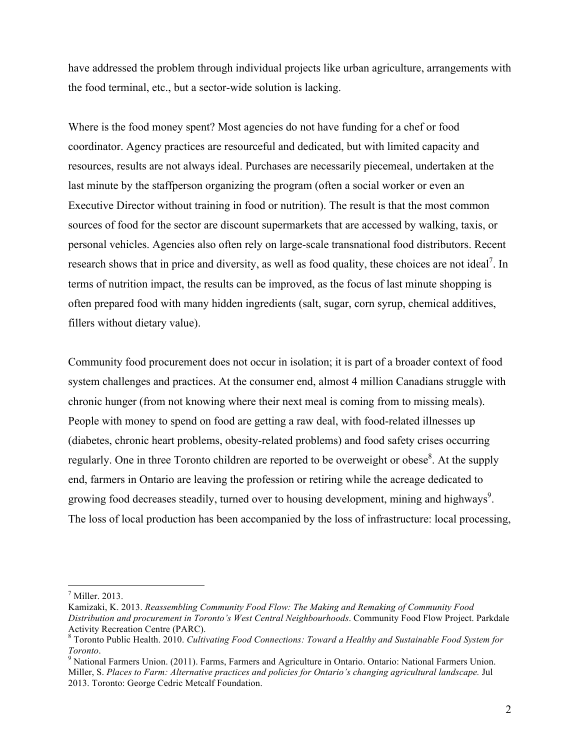have addressed the problem through individual projects like urban agriculture, arrangements with the food terminal, etc., but a sector-wide solution is lacking.

Where is the food money spent? Most agencies do not have funding for a chef or food coordinator. Agency practices are resourceful and dedicated, but with limited capacity and resources, results are not always ideal. Purchases are necessarily piecemeal, undertaken at the last minute by the staffperson organizing the program (often a social worker or even an Executive Director without training in food or nutrition). The result is that the most common sources of food for the sector are discount supermarkets that are accessed by walking, taxis, or personal vehicles. Agencies also often rely on large-scale transnational food distributors. Recent research shows that in price and diversity, as well as food quality, these choices are not ideal[7]. In terms of nutrition impact, the results can be improved, as the focus of last minute shopping is often prepared food with many hidden ingredients (salt, sugar, corn syrup, chemical additives, fillers without dietary value).

Community food procurement does not occur in isolation; it is part of a broader context of food system challenges and practices. At the consumer end, almost 4 million Canadians struggle with chronic hunger (from not knowing where their next meal is coming from to missing meals). People with money to spend on food are getting a raw deal, with food-related illnesses up (diabetes, chronic heart problems, obesity-related problems) and food safety crises occurring regularly. One in three Toronto children are reported to be overweight or obese[8]. At the supply end, farmers in Ontario are leaving the profession or retiring while the acreage dedicated to growing food decreases steadily, turned over to housing development, mining and highways[9]. The loss of local production has been accompanied by the loss of infrastructure: local processing,

---

[7] Miller. 2013.
Kamizaki, K. 2013. *Reassembling Community Food Flow: The Making and Remaking of Community Food Distribution and procurement in Toronto's West Central Neighbourhoods*. Community Food Flow Project. Parkdale Activity Recreation Centre (PARC).

[8] Toronto Public Health. 2010. *Cultivating Food Connections: Toward a Healthy and Sustainable Food System for Toronto*.

[9] National Farmers Union. (2011). Farms, Farmers and Agriculture in Ontario. Ontario: National Farmers Union.
Miller, S. *Places to Farm: Alternative practices and policies for Ontario's changing agricultural landscape.* Jul 2013. Toronto: George Cedric Metcalf Foundation.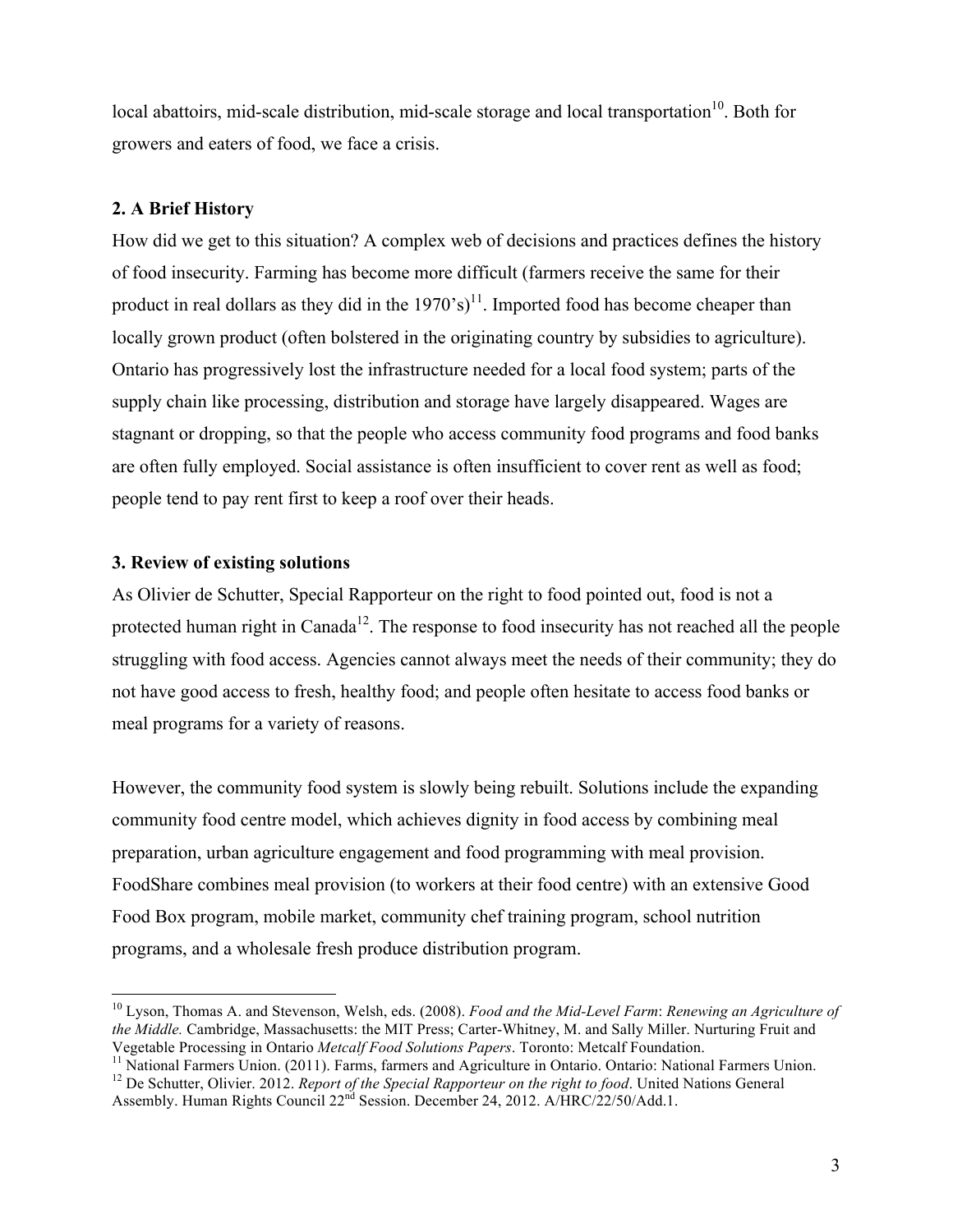local abattoirs, mid-scale distribution, mid-scale storage and local transportation[10]. Both for growers and eaters of food, we face a crisis.

## 2. A Brief History

How did we get to this situation? A complex web of decisions and practices defines the history of food insecurity. Farming has become more difficult (farmers receive the same for their product in real dollars as they did in the 1970's)[11]. Imported food has become cheaper than locally grown product (often bolstered in the originating country by subsidies to agriculture). Ontario has progressively lost the infrastructure needed for a local food system; parts of the supply chain like processing, distribution and storage have largely disappeared. Wages are stagnant or dropping, so that the people who access community food programs and food banks are often fully employed. Social assistance is often insufficient to cover rent as well as food; people tend to pay rent first to keep a roof over their heads.

## 3. Review of existing solutions

As Olivier de Schutter, Special Rapporteur on the right to food pointed out, food is not a protected human right in Canada[12]. The response to food insecurity has not reached all the people struggling with food access. Agencies cannot always meet the needs of their community; they do not have good access to fresh, healthy food; and people often hesitate to access food banks or meal programs for a variety of reasons.

However, the community food system is slowly being rebuilt. Solutions include the expanding community food centre model, which achieves dignity in food access by combining meal preparation, urban agriculture engagement and food programming with meal provision. FoodShare combines meal provision (to workers at their food centre) with an extensive Good Food Box program, mobile market, community chef training program, school nutrition programs, and a wholesale fresh produce distribution program.

---

[10] Lyson, Thomas A. and Stevenson, Welsh, eds. (2008). *Food and the Mid-Level Farm*: *Renewing an Agriculture of the Middle.* Cambridge, Massachusetts: the MIT Press; Carter-Whitney, M. and Sally Miller. Nurturing Fruit and Vegetable Processing in Ontario *Metcalf Food Solutions Papers*. Toronto: Metcalf Foundation.

[11] National Farmers Union. (2011). Farms, farmers and Agriculture in Ontario. Ontario: National Farmers Union.

[12] De Schutter, Olivier. 2012. *Report of the Special Rapporteur on the right to food*. United Nations General Assembly. Human Rights Council 22nd Session. December 24, 2012. A/HRC/22/50/Add.1.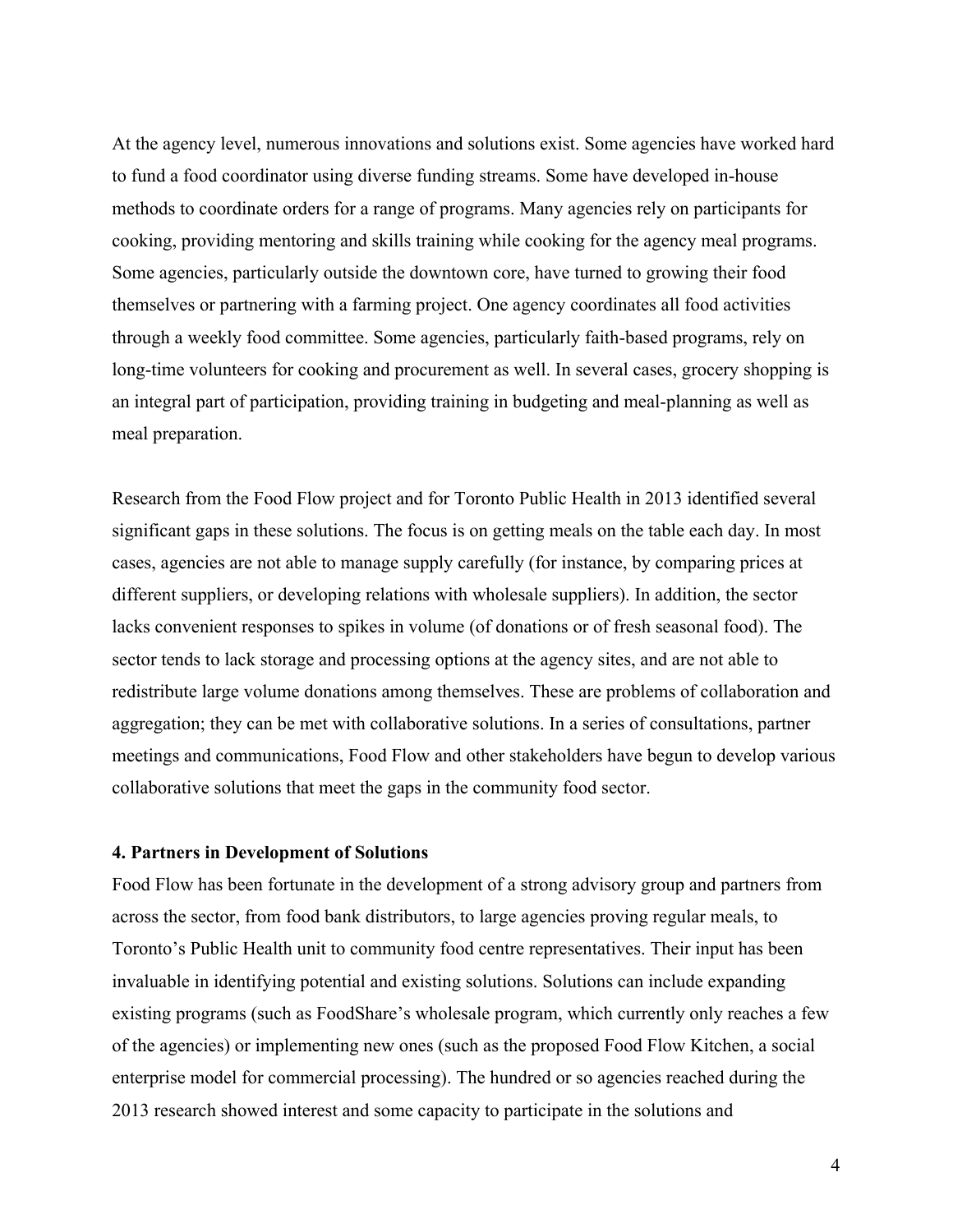At the agency level, numerous innovations and solutions exist. Some agencies have worked hard to fund a food coordinator using diverse funding streams. Some have developed in-house methods to coordinate orders for a range of programs. Many agencies rely on participants for cooking, providing mentoring and skills training while cooking for the agency meal programs. Some agencies, particularly outside the downtown core, have turned to growing their food themselves or partnering with a farming project. One agency coordinates all food activities through a weekly food committee. Some agencies, particularly faith-based programs, rely on long-time volunteers for cooking and procurement as well. In several cases, grocery shopping is an integral part of participation, providing training in budgeting and meal-planning as well as meal preparation.

Research from the Food Flow project and for Toronto Public Health in 2013 identified several significant gaps in these solutions. The focus is on getting meals on the table each day. In most cases, agencies are not able to manage supply carefully (for instance, by comparing prices at different suppliers, or developing relations with wholesale suppliers). In addition, the sector lacks convenient responses to spikes in volume (of donations or of fresh seasonal food). The sector tends to lack storage and processing options at the agency sites, and are not able to redistribute large volume donations among themselves. These are problems of collaboration and aggregation; they can be met with collaborative solutions. In a series of consultations, partner meetings and communications, Food Flow and other stakeholders have begun to develop various collaborative solutions that meet the gaps in the community food sector.

**4. Partners in Development of Solutions**

Food Flow has been fortunate in the development of a strong advisory group and partners from across the sector, from food bank distributors, to large agencies proving regular meals, to Toronto's Public Health unit to community food centre representatives. Their input has been invaluable in identifying potential and existing solutions. Solutions can include expanding existing programs (such as FoodShare's wholesale program, which currently only reaches a few of the agencies) or implementing new ones (such as the proposed Food Flow Kitchen, a social enterprise model for commercial processing). The hundred or so agencies reached during the 2013 research showed interest and some capacity to participate in the solutions and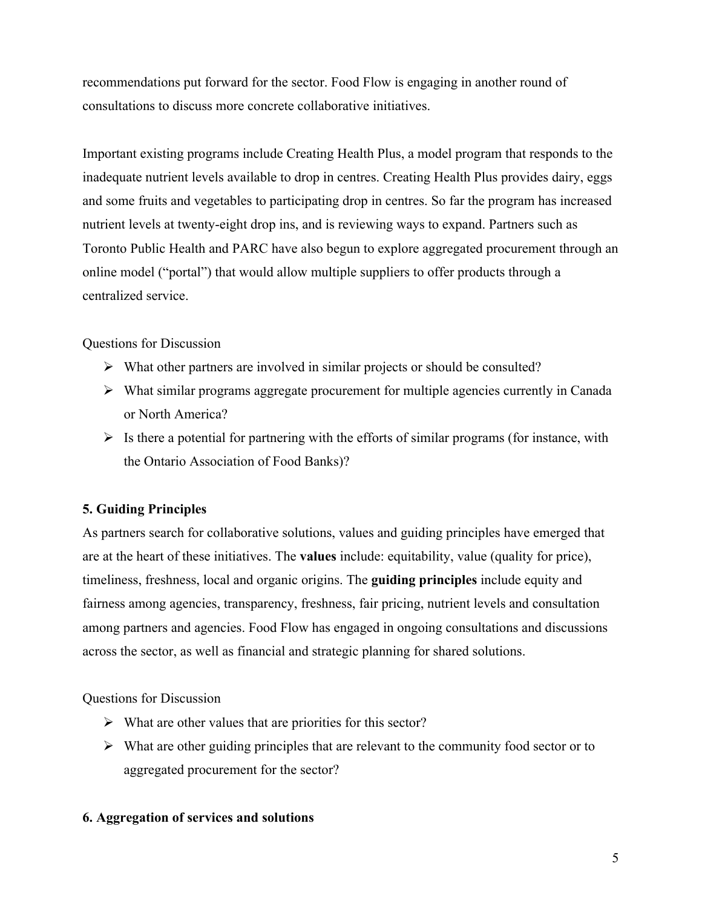recommendations put forward for the sector. Food Flow is engaging in another round of consultations to discuss more concrete collaborative initiatives.

Important existing programs include Creating Health Plus, a model program that responds to the inadequate nutrient levels available to drop in centres. Creating Health Plus provides dairy, eggs and some fruits and vegetables to participating drop in centres. So far the program has increased nutrient levels at twenty-eight drop ins, and is reviewing ways to expand. Partners such as Toronto Public Health and PARC have also begun to explore aggregated procurement through an online model ("portal") that would allow multiple suppliers to offer products through a centralized service.

Questions for Discussion

- What other partners are involved in similar projects or should be consulted?
- What similar programs aggregate procurement for multiple agencies currently in Canada or North America?
- Is there a potential for partnering with the efforts of similar programs (for instance, with the Ontario Association of Food Banks)?

## 5. Guiding Principles

As partners search for collaborative solutions, values and guiding principles have emerged that are at the heart of these initiatives. The **values** include: equitability, value (quality for price), timeliness, freshness, local and organic origins. The **guiding principles** include equity and fairness among agencies, transparency, freshness, fair pricing, nutrient levels and consultation among partners and agencies. Food Flow has engaged in ongoing consultations and discussions across the sector, as well as financial and strategic planning for shared solutions.

Questions for Discussion

- What are other values that are priorities for this sector?
- What are other guiding principles that are relevant to the community food sector or to aggregated procurement for the sector?

## 6. Aggregation of services and solutions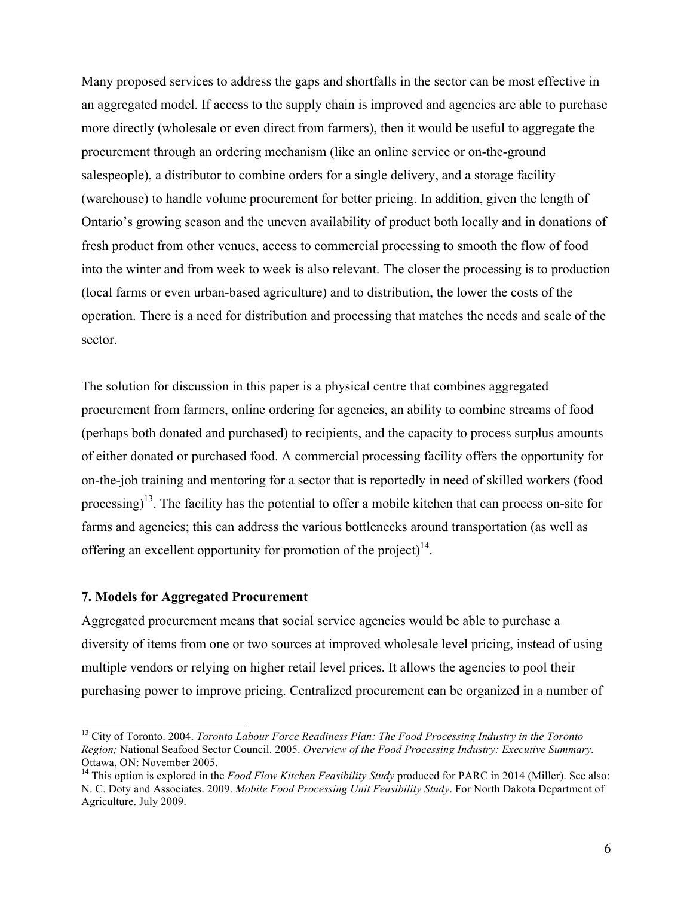Many proposed services to address the gaps and shortfalls in the sector can be most effective in an aggregated model. If access to the supply chain is improved and agencies are able to purchase more directly (wholesale or even direct from farmers), then it would be useful to aggregate the procurement through an ordering mechanism (like an online service or on-the-ground salespeople), a distributor to combine orders for a single delivery, and a storage facility (warehouse) to handle volume procurement for better pricing. In addition, given the length of Ontario's growing season and the uneven availability of product both locally and in donations of fresh product from other venues, access to commercial processing to smooth the flow of food into the winter and from week to week is also relevant. The closer the processing is to production (local farms or even urban-based agriculture) and to distribution, the lower the costs of the operation. There is a need for distribution and processing that matches the needs and scale of the sector.

The solution for discussion in this paper is a physical centre that combines aggregated procurement from farmers, online ordering for agencies, an ability to combine streams of food (perhaps both donated and purchased) to recipients, and the capacity to process surplus amounts of either donated or purchased food. A commercial processing facility offers the opportunity for on-the-job training and mentoring for a sector that is reportedly in need of skilled workers (food processing)[13]. The facility has the potential to offer a mobile kitchen that can process on-site for farms and agencies; this can address the various bottlenecks around transportation (as well as offering an excellent opportunity for promotion of the project)[14].

**7. Models for Aggregated Procurement**

Aggregated procurement means that social service agencies would be able to purchase a diversity of items from one or two sources at improved wholesale level pricing, instead of using multiple vendors or relying on higher retail level prices. It allows the agencies to pool their purchasing power to improve pricing. Centralized procurement can be organized in a number of

---

[13] City of Toronto. 2004. *Toronto Labour Force Readiness Plan: The Food Processing Industry in the Toronto Region;* National Seafood Sector Council. 2005. *Overview of the Food Processing Industry: Executive Summary.* Ottawa, ON: November 2005.

[14] This option is explored in the *Food Flow Kitchen Feasibility Study* produced for PARC in 2014 (Miller). See also: N. C. Doty and Associates. 2009. *Mobile Food Processing Unit Feasibility Study*. For North Dakota Department of Agriculture. July 2009.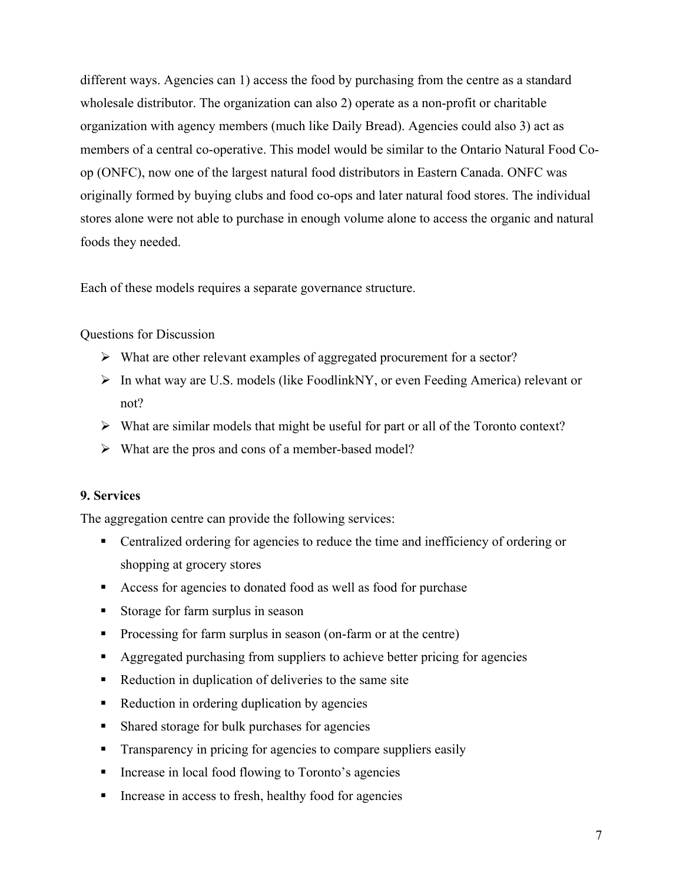different ways. Agencies can 1) access the food by purchasing from the centre as a standard wholesale distributor. The organization can also 2) operate as a non-profit or charitable organization with agency members (much like Daily Bread). Agencies could also 3) act as members of a central co-operative. This model would be similar to the Ontario Natural Food Co-op (ONFC), now one of the largest natural food distributors in Eastern Canada. ONFC was originally formed by buying clubs and food co-ops and later natural food stores. The individual stores alone were not able to purchase in enough volume alone to access the organic and natural foods they needed.

Each of these models requires a separate governance structure.

Questions for Discussion

- What are other relevant examples of aggregated procurement for a sector?
- In what way are U.S. models (like FoodlinkNY, or even Feeding America) relevant or not?
- What are similar models that might be useful for part or all of the Toronto context?
- What are the pros and cons of a member-based model?

**9. Services**

The aggregation centre can provide the following services:

- Centralized ordering for agencies to reduce the time and inefficiency of ordering or shopping at grocery stores
- Access for agencies to donated food as well as food for purchase
- Storage for farm surplus in season
- Processing for farm surplus in season (on-farm or at the centre)
- Aggregated purchasing from suppliers to achieve better pricing for agencies
- Reduction in duplication of deliveries to the same site
- Reduction in ordering duplication by agencies
- Shared storage for bulk purchases for agencies
- Transparency in pricing for agencies to compare suppliers easily
- Increase in local food flowing to Toronto's agencies
- Increase in access to fresh, healthy food for agencies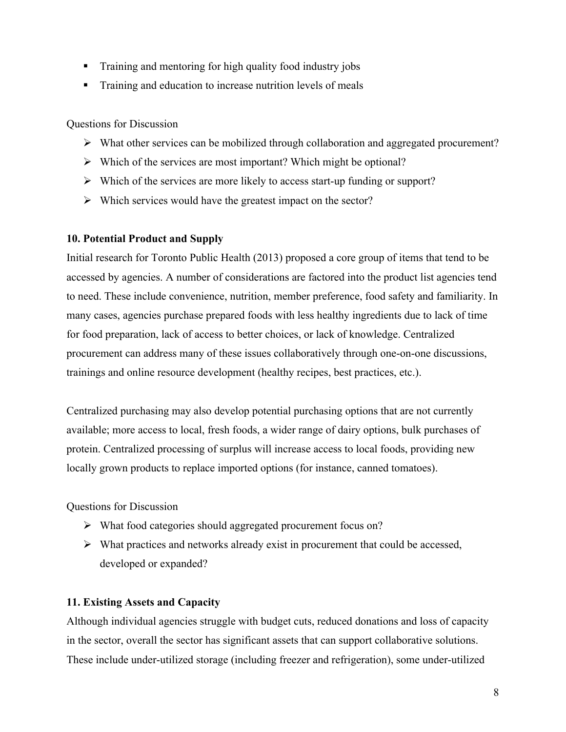- Training and mentoring for high quality food industry jobs
- Training and education to increase nutrition levels of meals

Questions for Discussion

- What other services can be mobilized through collaboration and aggregated procurement?
- Which of the services are most important? Which might be optional?
- Which of the services are more likely to access start-up funding or support?
- Which services would have the greatest impact on the sector?

**10. Potential Product and Supply**

Initial research for Toronto Public Health (2013) proposed a core group of items that tend to be accessed by agencies. A number of considerations are factored into the product list agencies tend to need. These include convenience, nutrition, member preference, food safety and familiarity. In many cases, agencies purchase prepared foods with less healthy ingredients due to lack of time for food preparation, lack of access to better choices, or lack of knowledge. Centralized procurement can address many of these issues collaboratively through one-on-one discussions, trainings and online resource development (healthy recipes, best practices, etc.).

Centralized purchasing may also develop potential purchasing options that are not currently available; more access to local, fresh foods, a wider range of dairy options, bulk purchases of protein. Centralized processing of surplus will increase access to local foods, providing new locally grown products to replace imported options (for instance, canned tomatoes).

Questions for Discussion

- What food categories should aggregated procurement focus on?
- What practices and networks already exist in procurement that could be accessed, developed or expanded?

**11. Existing Assets and Capacity**

Although individual agencies struggle with budget cuts, reduced donations and loss of capacity in the sector, overall the sector has significant assets that can support collaborative solutions. These include under-utilized storage (including freezer and refrigeration), some under-utilized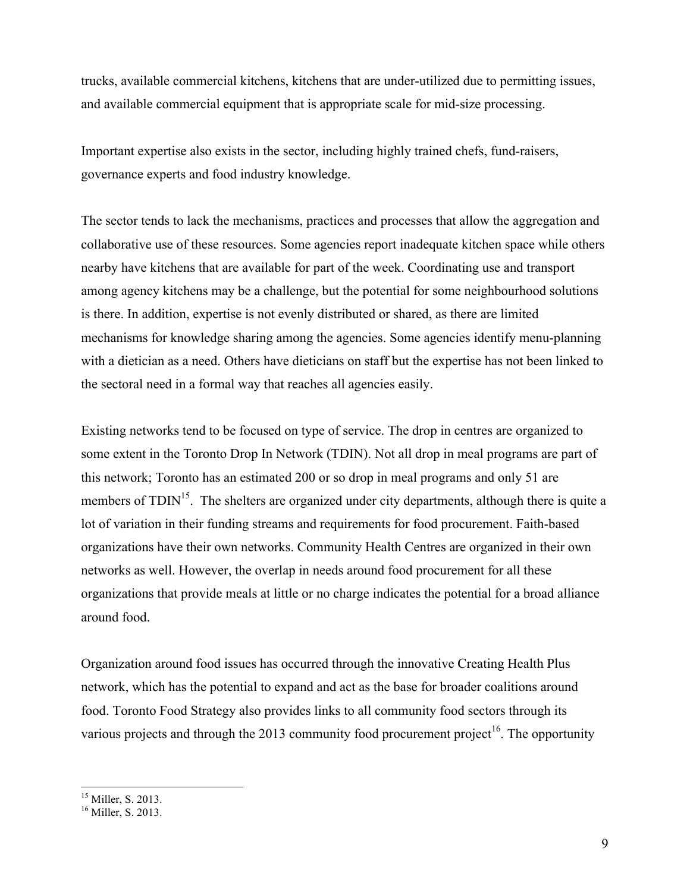trucks, available commercial kitchens, kitchens that are under-utilized due to permitting issues, and available commercial equipment that is appropriate scale for mid-size processing.

Important expertise also exists in the sector, including highly trained chefs, fund-raisers, governance experts and food industry knowledge.

The sector tends to lack the mechanisms, practices and processes that allow the aggregation and collaborative use of these resources. Some agencies report inadequate kitchen space while others nearby have kitchens that are available for part of the week. Coordinating use and transport among agency kitchens may be a challenge, but the potential for some neighbourhood solutions is there. In addition, expertise is not evenly distributed or shared, as there are limited mechanisms for knowledge sharing among the agencies. Some agencies identify menu-planning with a dietician as a need. Others have dieticians on staff but the expertise has not been linked to the sectoral need in a formal way that reaches all agencies easily.

Existing networks tend to be focused on type of service. The drop in centres are organized to some extent in the Toronto Drop In Network (TDIN). Not all drop in meal programs are part of this network; Toronto has an estimated 200 or so drop in meal programs and only 51 are members of TDIN[15]. The shelters are organized under city departments, although there is quite a lot of variation in their funding streams and requirements for food procurement. Faith-based organizations have their own networks. Community Health Centres are organized in their own networks as well. However, the overlap in needs around food procurement for all these organizations that provide meals at little or no charge indicates the potential for a broad alliance around food.

Organization around food issues has occurred through the innovative Creating Health Plus network, which has the potential to expand and act as the base for broader coalitions around food. Toronto Food Strategy also provides links to all community food sectors through its various projects and through the 2013 community food procurement project[16]. The opportunity

[15] Miller, S. 2013.
[16] Miller, S. 2013.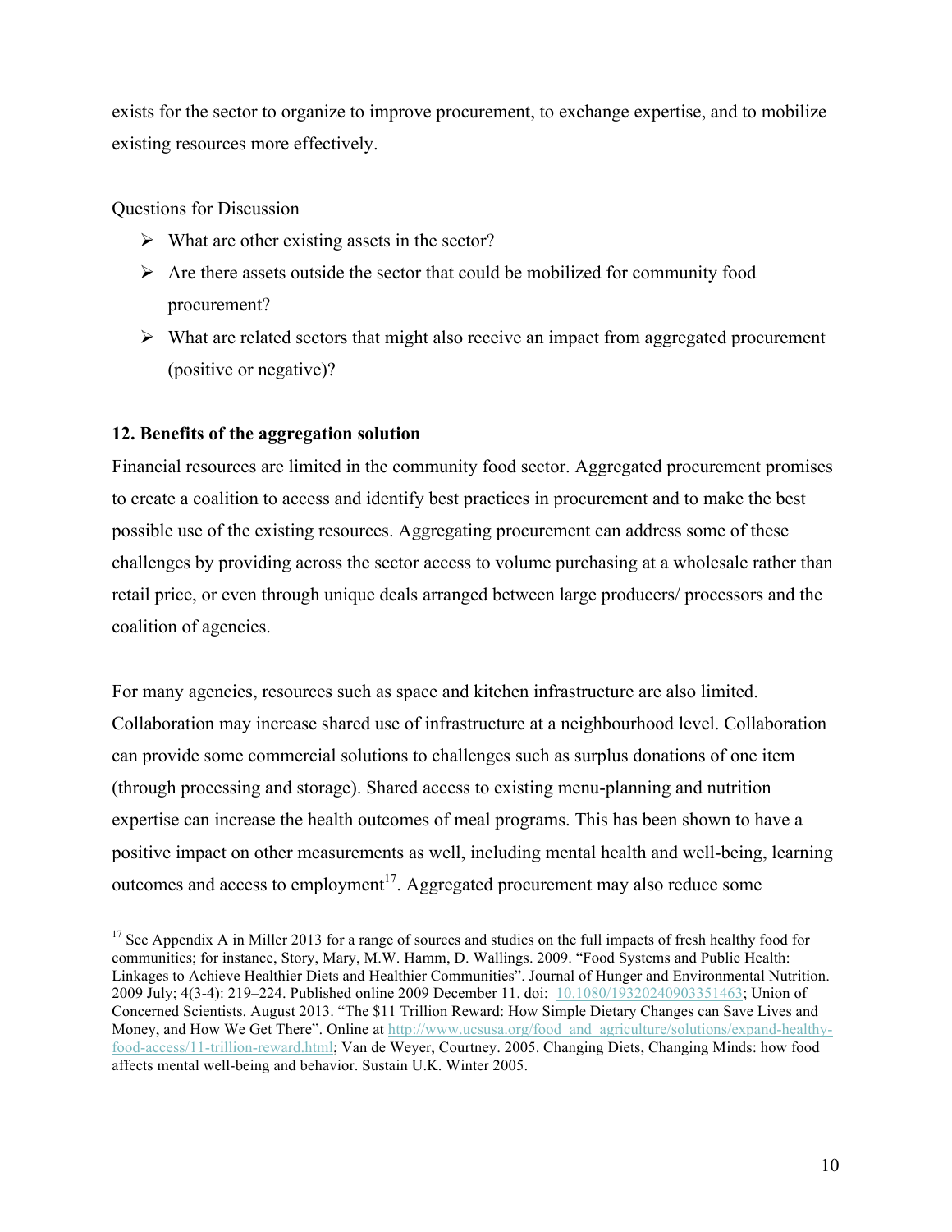exists for the sector to organize to improve procurement, to exchange expertise, and to mobilize existing resources more effectively.

Questions for Discussion

- What are other existing assets in the sector?
- Are there assets outside the sector that could be mobilized for community food procurement?
- What are related sectors that might also receive an impact from aggregated procurement (positive or negative)?

**12. Benefits of the aggregation solution**

Financial resources are limited in the community food sector. Aggregated procurement promises to create a coalition to access and identify best practices in procurement and to make the best possible use of the existing resources. Aggregating procurement can address some of these challenges by providing across the sector access to volume purchasing at a wholesale rather than retail price, or even through unique deals arranged between large producers/ processors and the coalition of agencies.

For many agencies, resources such as space and kitchen infrastructure are also limited. Collaboration may increase shared use of infrastructure at a neighbourhood level. Collaboration can provide some commercial solutions to challenges such as surplus donations of one item (through processing and storage). Shared access to existing menu-planning and nutrition expertise can increase the health outcomes of meal programs. This has been shown to have a positive impact on other measurements as well, including mental health and well-being, learning outcomes and access to employment[17]. Aggregated procurement may also reduce some

---

[17] See Appendix A in Miller 2013 for a range of sources and studies on the full impacts of fresh healthy food for communities; for instance, Story, Mary, M.W. Hamm, D. Wallings. 2009. "Food Systems and Public Health: Linkages to Achieve Healthier Diets and Healthier Communities". Journal of Hunger and Environmental Nutrition. 2009 July; 4(3-4): 219–224. Published online 2009 December 11. doi: 10.1080/19320240903351463; Union of Concerned Scientists. August 2013. "The $11 Trillion Reward: How Simple Dietary Changes can Save Lives and Money, and How We Get There". Online at http://www.ucsusa.org/food_and_agriculture/solutions/expand-healthy-food-access/11-trillion-reward.html; Van de Weyer, Courtney. 2005. Changing Diets, Changing Minds: how food affects mental well-being and behavior. Sustain U.K. Winter 2005.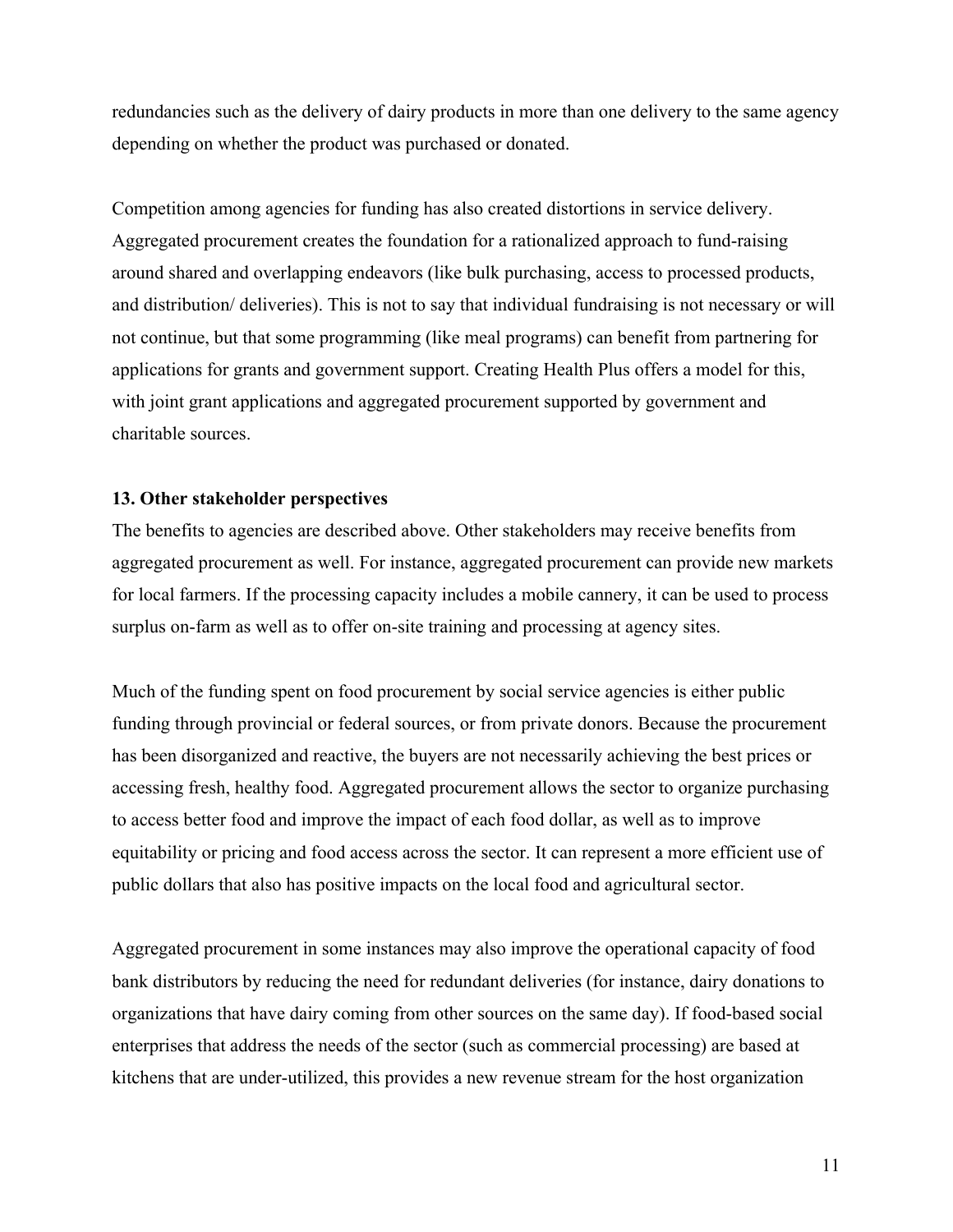redundancies such as the delivery of dairy products in more than one delivery to the same agency depending on whether the product was purchased or donated.

Competition among agencies for funding has also created distortions in service delivery. Aggregated procurement creates the foundation for a rationalized approach to fund-raising around shared and overlapping endeavors (like bulk purchasing, access to processed products, and distribution/ deliveries). This is not to say that individual fundraising is not necessary or will not continue, but that some programming (like meal programs) can benefit from partnering for applications for grants and government support. Creating Health Plus offers a model for this, with joint grant applications and aggregated procurement supported by government and charitable sources.

### 13. Other stakeholder perspectives

The benefits to agencies are described above. Other stakeholders may receive benefits from aggregated procurement as well. For instance, aggregated procurement can provide new markets for local farmers. If the processing capacity includes a mobile cannery, it can be used to process surplus on-farm as well as to offer on-site training and processing at agency sites.

Much of the funding spent on food procurement by social service agencies is either public funding through provincial or federal sources, or from private donors. Because the procurement has been disorganized and reactive, the buyers are not necessarily achieving the best prices or accessing fresh, healthy food. Aggregated procurement allows the sector to organize purchasing to access better food and improve the impact of each food dollar, as well as to improve equitability or pricing and food access across the sector. It can represent a more efficient use of public dollars that also has positive impacts on the local food and agricultural sector.

Aggregated procurement in some instances may also improve the operational capacity of food bank distributors by reducing the need for redundant deliveries (for instance, dairy donations to organizations that have dairy coming from other sources on the same day). If food-based social enterprises that address the needs of the sector (such as commercial processing) are based at kitchens that are under-utilized, this provides a new revenue stream for the host organization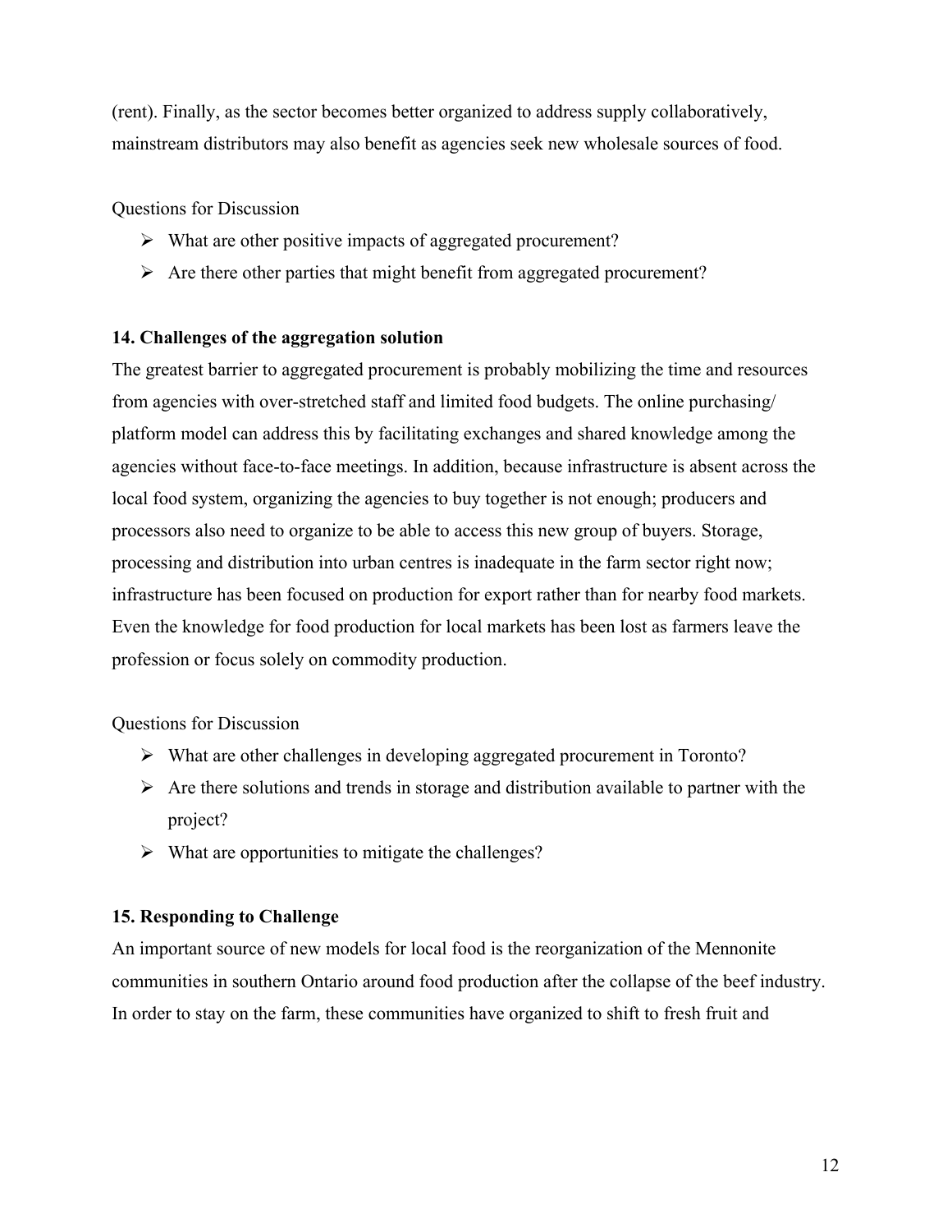(rent). Finally, as the sector becomes better organized to address supply collaboratively, mainstream distributors may also benefit as agencies seek new wholesale sources of food.

Questions for Discussion

- What are other positive impacts of aggregated procurement?
- Are there other parties that might benefit from aggregated procurement?

**14. Challenges of the aggregation solution**

The greatest barrier to aggregated procurement is probably mobilizing the time and resources from agencies with over-stretched staff and limited food budgets. The online purchasing/ platform model can address this by facilitating exchanges and shared knowledge among the agencies without face-to-face meetings. In addition, because infrastructure is absent across the local food system, organizing the agencies to buy together is not enough; producers and processors also need to organize to be able to access this new group of buyers. Storage, processing and distribution into urban centres is inadequate in the farm sector right now; infrastructure has been focused on production for export rather than for nearby food markets. Even the knowledge for food production for local markets has been lost as farmers leave the profession or focus solely on commodity production.

Questions for Discussion

- What are other challenges in developing aggregated procurement in Toronto?
- Are there solutions and trends in storage and distribution available to partner with the project?
- What are opportunities to mitigate the challenges?

**15. Responding to Challenge**

An important source of new models for local food is the reorganization of the Mennonite communities in southern Ontario around food production after the collapse of the beef industry. In order to stay on the farm, these communities have organized to shift to fresh fruit and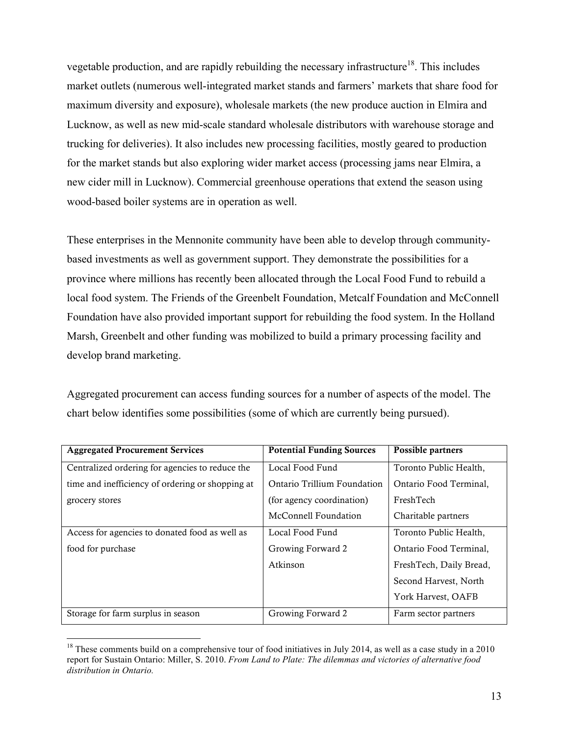vegetable production, and are rapidly rebuilding the necessary infrastructure[18]. This includes market outlets (numerous well-integrated market stands and farmers' markets that share food for maximum diversity and exposure), wholesale markets (the new produce auction in Elmira and Lucknow, as well as new mid-scale standard wholesale distributors with warehouse storage and trucking for deliveries). It also includes new processing facilities, mostly geared to production for the market stands but also exploring wider market access (processing jams near Elmira, a new cider mill in Lucknow). Commercial greenhouse operations that extend the season using wood-based boiler systems are in operation as well.

These enterprises in the Mennonite community have been able to develop through community-based investments as well as government support. They demonstrate the possibilities for a province where millions has recently been allocated through the Local Food Fund to rebuild a local food system. The Friends of the Greenbelt Foundation, Metcalf Foundation and McConnell Foundation have also provided important support for rebuilding the food system. In the Holland Marsh, Greenbelt and other funding was mobilized to build a primary processing facility and develop brand marketing.

Aggregated procurement can access funding sources for a number of aspects of the model. The chart below identifies some possibilities (some of which are currently being pursued).

| **Aggregated Procurement Services** | **Potential Funding Sources** | **Possible partners** |
|---|---|---|
| Centralized ordering for agencies to reduce the time and inefficiency of ordering or shopping at grocery stores | Local Food Fund<br>Ontario Trillium Foundation (for agency coordination)<br>McConnell Foundation | Toronto Public Health, Ontario Food Terminal, FreshTech<br>Charitable partners |
| Access for agencies to donated food as well as food for purchase | Local Food Fund<br>Growing Forward 2<br>Atkinson | Toronto Public Health, Ontario Food Terminal, FreshTech, Daily Bread, Second Harvest, North York Harvest, OAFB |
| Storage for farm surplus in season | Growing Forward 2 | Farm sector partners |

[18] These comments build on a comprehensive tour of food initiatives in July 2014, as well as a case study in a 2010 report for Sustain Ontario: Miller, S. 2010. *From Land to Plate: The dilemmas and victories of alternative food distribution in Ontario.*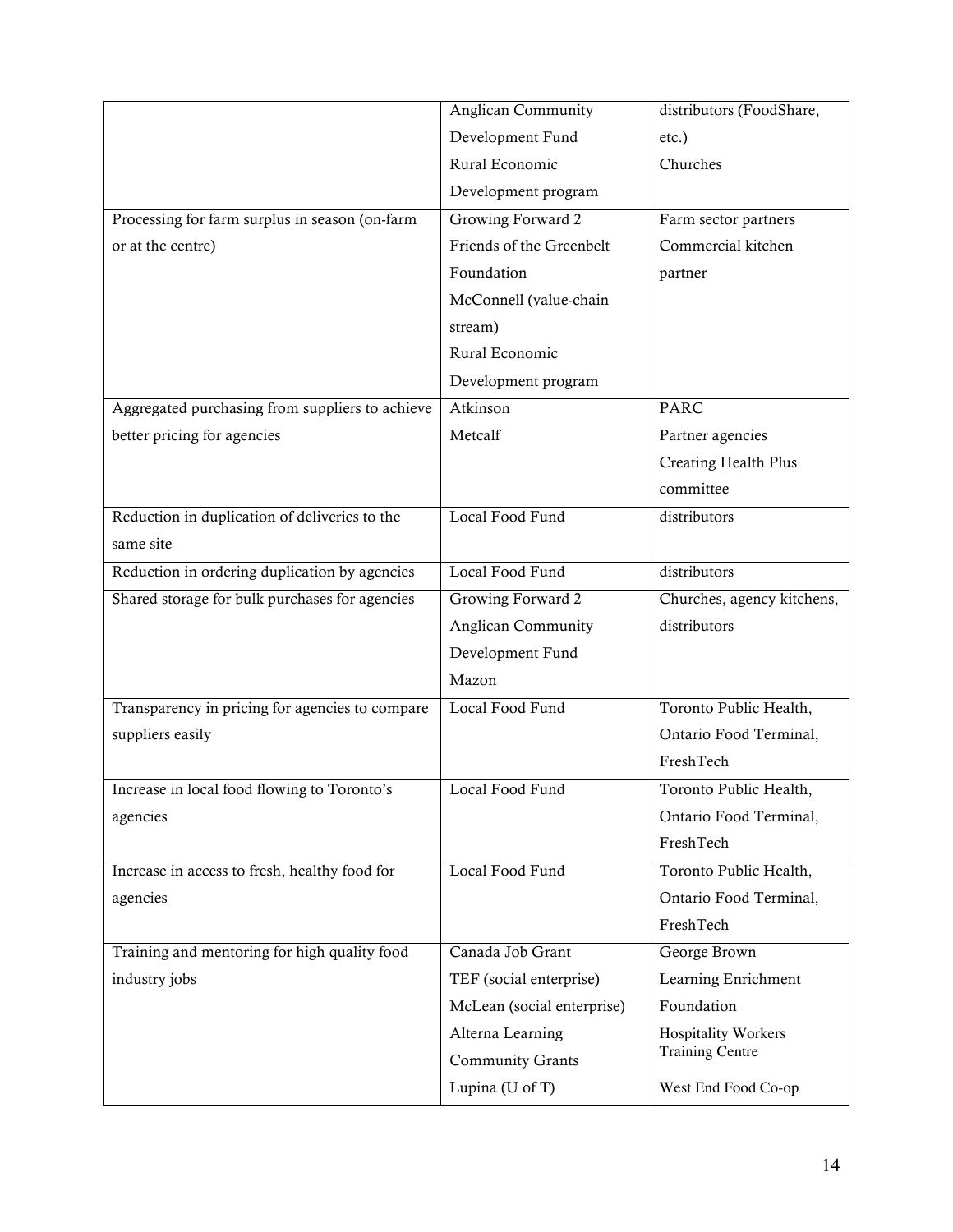| | | |
|---|---|---|
| | Anglican Community Development Fund<br>Rural Economic Development program | distributors (FoodShare, etc.)<br>Churches |
| Processing for farm surplus in season (on-farm or at the centre) | Growing Forward 2<br>Friends of the Greenbelt Foundation<br>McConnell (value-chain stream)<br>Rural Economic Development program | Farm sector partners<br>Commercial kitchen partner |
| Aggregated purchasing from suppliers to achieve better pricing for agencies | Atkinson<br>Metcalf | PARC<br>Partner agencies<br>Creating Health Plus committee |
| Reduction in duplication of deliveries to the same site | Local Food Fund | distributors |
| Reduction in ordering duplication by agencies | Local Food Fund | distributors |
| Shared storage for bulk purchases for agencies | Growing Forward 2<br>Anglican Community Development Fund<br>Mazon | Churches, agency kitchens, distributors |
| Transparency in pricing for agencies to compare suppliers easily | Local Food Fund | Toronto Public Health, Ontario Food Terminal, FreshTech |
| Increase in local food flowing to Toronto's agencies | Local Food Fund | Toronto Public Health, Ontario Food Terminal, FreshTech |
| Increase in access to fresh, healthy food for agencies | Local Food Fund | Toronto Public Health, Ontario Food Terminal, FreshTech |
| Training and mentoring for high quality food industry jobs | Canada Job Grant<br>TEF (social enterprise)<br>McLean (social enterprise)<br>Alterna Learning Community Grants<br>Lupina (U of T) | George Brown<br>Learning Enrichment Foundation<br>Hospitality Workers Training Centre<br>West End Food Co-op |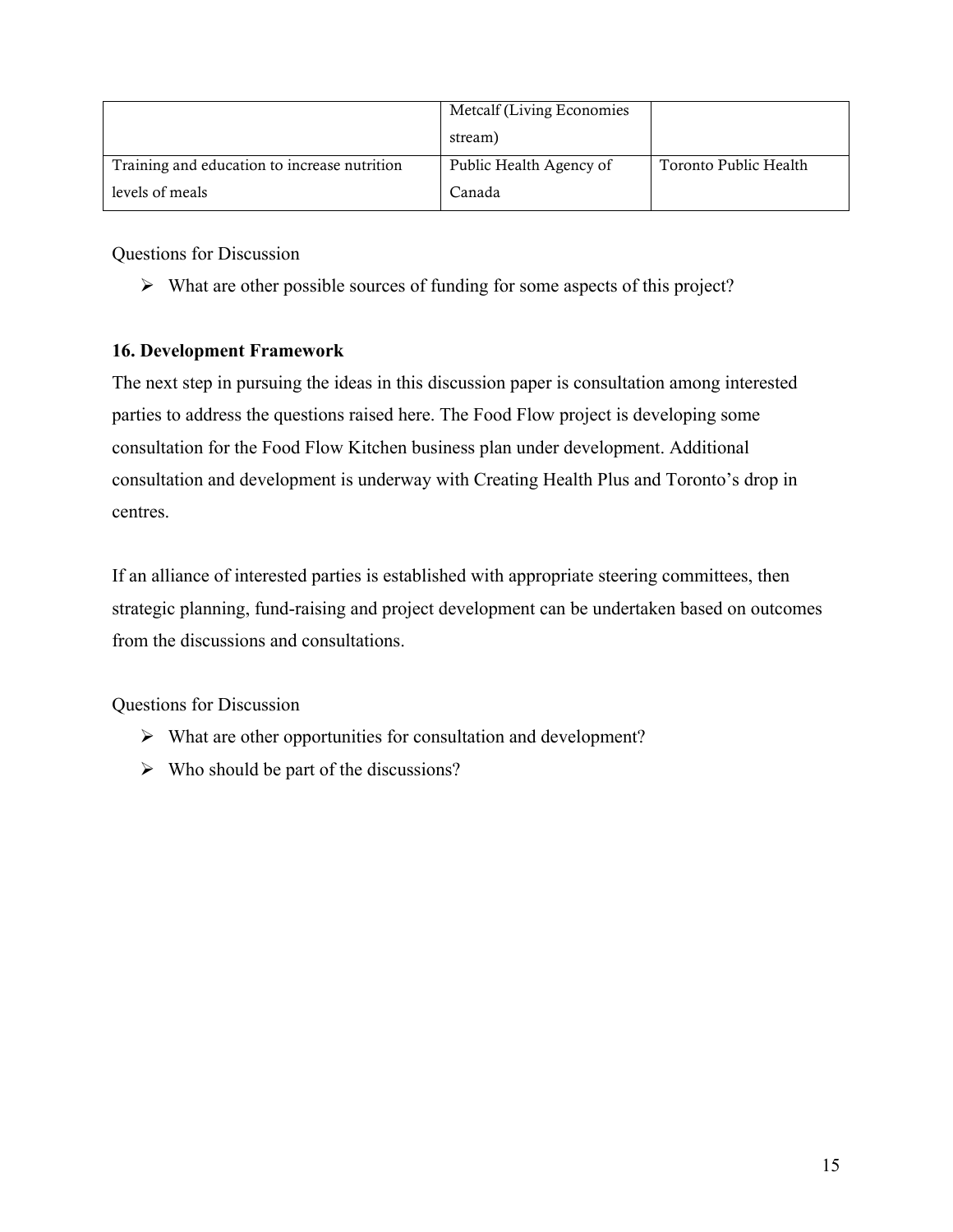| | | |
|---|---|---|
| | Metcalf (Living Economies stream) | |
| Training and education to increase nutrition levels of meals | Public Health Agency of Canada | Toronto Public Health |

Questions for Discussion

- What are other possible sources of funding for some aspects of this project?

**16. Development Framework**

The next step in pursuing the ideas in this discussion paper is consultation among interested parties to address the questions raised here. The Food Flow project is developing some consultation for the Food Flow Kitchen business plan under development. Additional consultation and development is underway with Creating Health Plus and Toronto's drop in centres.

If an alliance of interested parties is established with appropriate steering committees, then strategic planning, fund-raising and project development can be undertaken based on outcomes from the discussions and consultations.

Questions for Discussion

- What are other opportunities for consultation and development?
- Who should be part of the discussions?